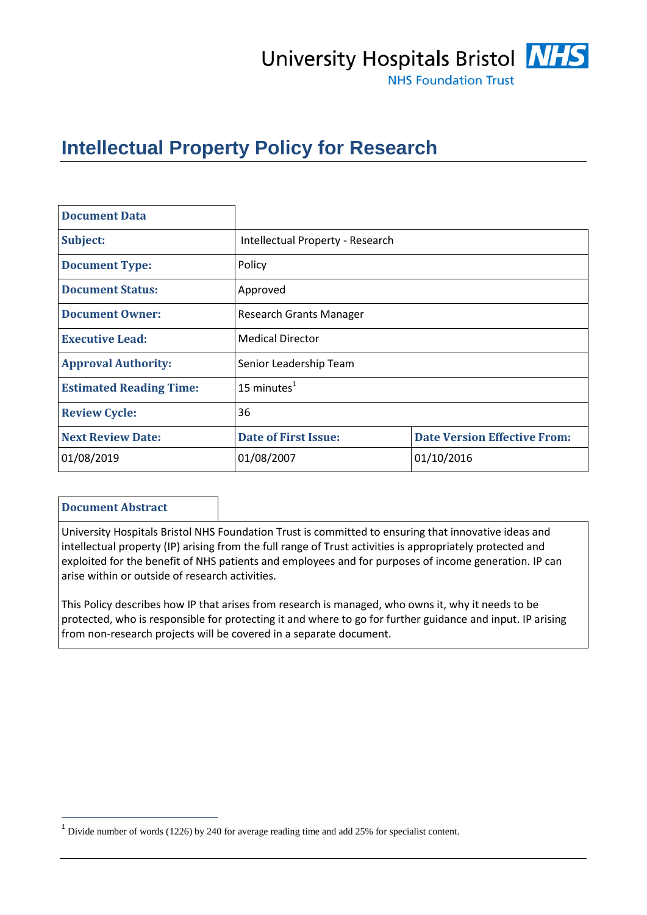University Hospitals Bristol NHS Foundation Trust

# Intellectual Property Policy for Research

| Document Data | | |
|---|---|---|
| **Subject:** | Intellectual Property - Research | |
| **Document Type:** | Policy | |
| **Document Status:** | Approved | |
| **Document Owner:** | Research Grants Manager | |
| **Executive Lead:** | Medical Director | |
| **Approval Authority:** | Senior Leadership Team | |
| **Estimated Reading Time:** | 15 minutes[1] | |
| **Review Cycle:** | 36 | |
| **Next Review Date:** | **Date of First Issue:** | **Date Version Effective From:** |
| 01/08/2019 | 01/08/2007 | 01/10/2016 |

| Document Abstract |
|---|
| University Hospitals Bristol NHS Foundation Trust is committed to ensuring that innovative ideas and intellectual property (IP) arising from the full range of Trust activities is appropriately protected and exploited for the benefit of NHS patients and employees and for purposes of income generation. IP can arise within or outside of research activities.<br><br>This Policy describes how IP that arises from research is managed, who owns it, why it needs to be protected, who is responsible for protecting it and where to go for further guidance and input. IP arising from non-research projects will be covered in a separate document. |

[1] Divide number of words (1226) by 240 for average reading time and add 25% for specialist content.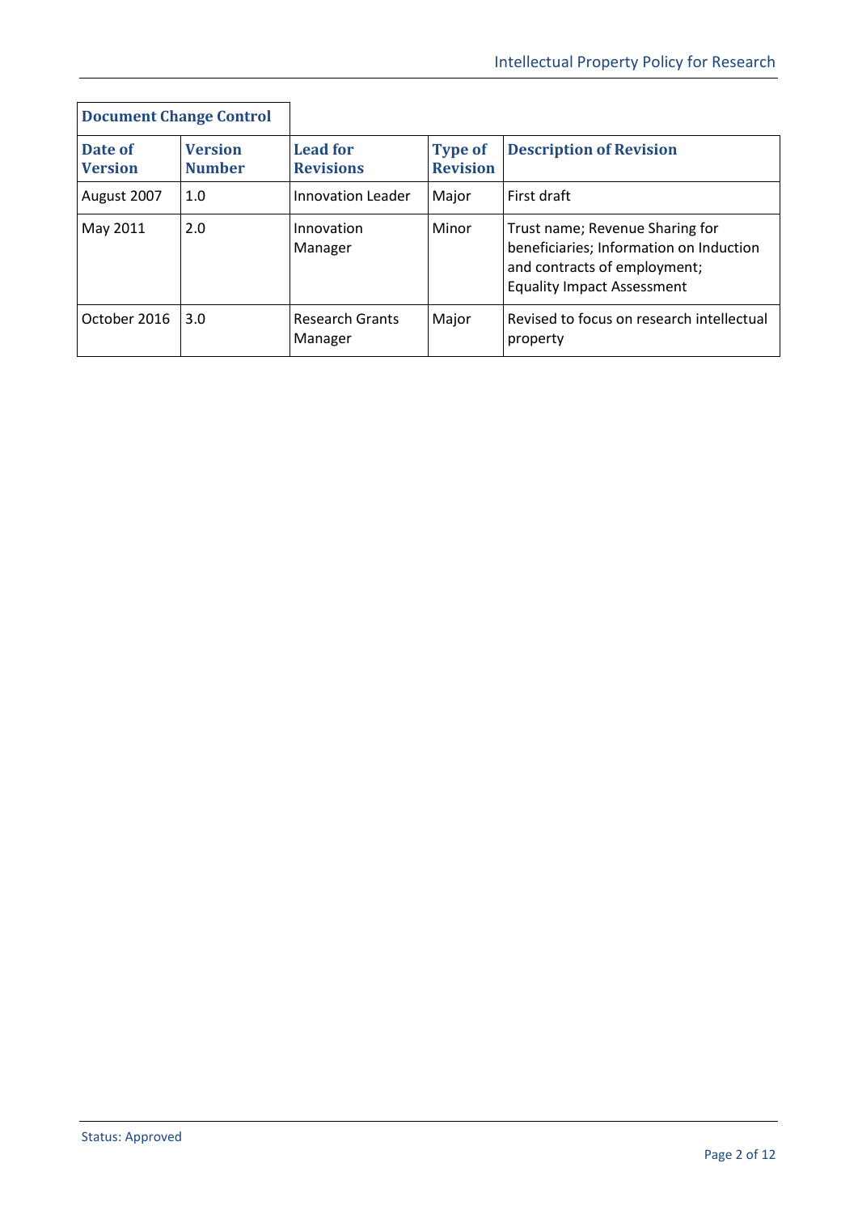| Document Change Control | | | | |
|---|---|---|---|---|
| **Date of Version** | **Version Number** | **Lead for Revisions** | **Type of Revision** | **Description of Revision** |
| August 2007 | 1.0 | Innovation Leader | Major | First draft |
| May 2011 | 2.0 | Innovation Manager | Minor | Trust name; Revenue Sharing for beneficiaries; Information on Induction and contracts of employment; Equality Impact Assessment |
| October 2016 | 3.0 | Research Grants Manager | Major | Revised to focus on research intellectual property |

Status: Approved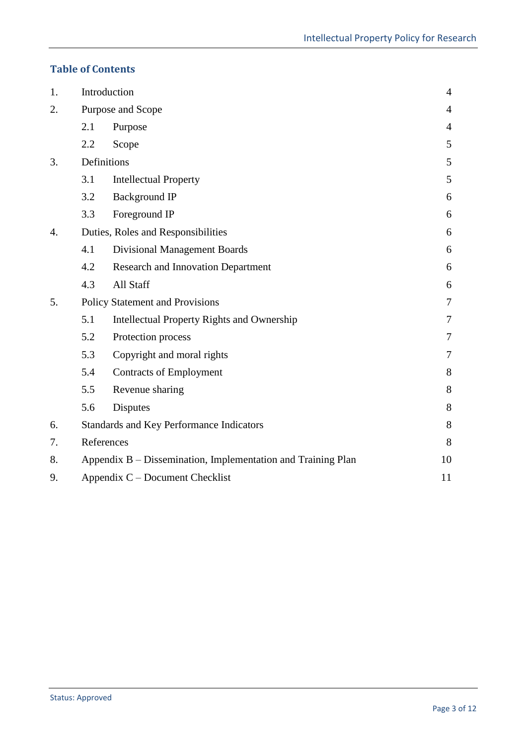## Table of Contents

| | | |
|---|---|---|
| 1. | Introduction | 4 |
| 2. | Purpose and Scope | 4 |
| | 2.1 Purpose | 4 |
| | 2.2 Scope | 5 |
| 3. | Definitions | 5 |
| | 3.1 Intellectual Property | 5 |
| | 3.2 Background IP | 6 |
| | 3.3 Foreground IP | 6 |
| 4. | Duties, Roles and Responsibilities | 6 |
| | 4.1 Divisional Management Boards | 6 |
| | 4.2 Research and Innovation Department | 6 |
| | 4.3 All Staff | 6 |
| 5. | Policy Statement and Provisions | 7 |
| | 5.1 Intellectual Property Rights and Ownership | 7 |
| | 5.2 Protection process | 7 |
| | 5.3 Copyright and moral rights | 7 |
| | 5.4 Contracts of Employment | 8 |
| | 5.5 Revenue sharing | 8 |
| | 5.6 Disputes | 8 |
| 6. | Standards and Key Performance Indicators | 8 |
| 7. | References | 8 |
| 8. | Appendix B – Dissemination, Implementation and Training Plan | 10 |
| 9. | Appendix C – Document Checklist | 11 |

Status: Approved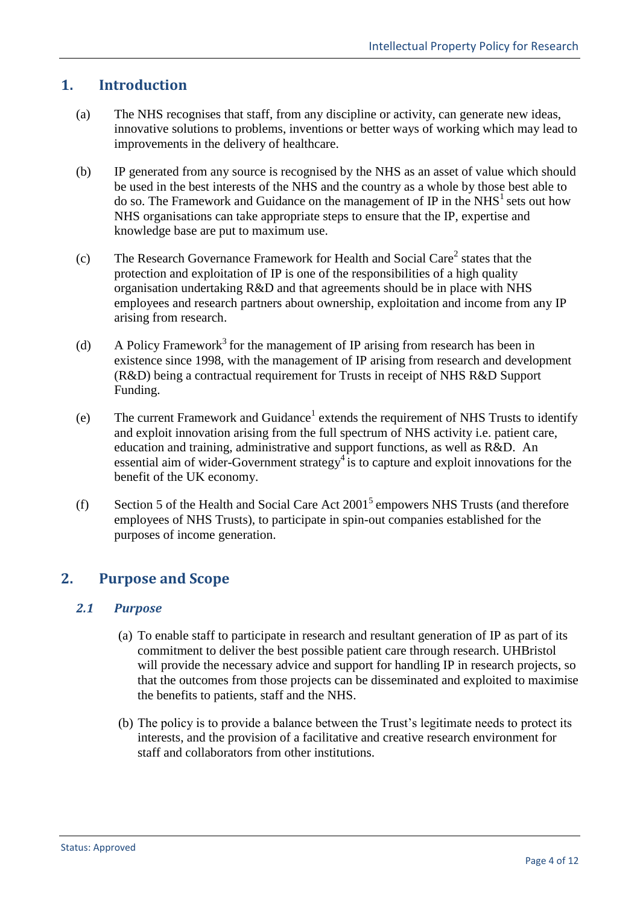## 1. Introduction

(a) The NHS recognises that staff, from any discipline or activity, can generate new ideas, innovative solutions to problems, inventions or better ways of working which may lead to improvements in the delivery of healthcare.

(b) IP generated from any source is recognised by the NHS as an asset of value which should be used in the best interests of the NHS and the country as a whole by those best able to do so. The Framework and Guidance on the management of IP in the NHS[1] sets out how NHS organisations can take appropriate steps to ensure that the IP, expertise and knowledge base are put to maximum use.

(c) The Research Governance Framework for Health and Social Care[2] states that the protection and exploitation of IP is one of the responsibilities of a high quality organisation undertaking R&D and that agreements should be in place with NHS employees and research partners about ownership, exploitation and income from any IP arising from research.

(d) A Policy Framework[3] for the management of IP arising from research has been in existence since 1998, with the management of IP arising from research and development (R&D) being a contractual requirement for Trusts in receipt of NHS R&D Support Funding.

(e) The current Framework and Guidance[1] extends the requirement of NHS Trusts to identify and exploit innovation arising from the full spectrum of NHS activity i.e. patient care, education and training, administrative and support functions, as well as R&D. An essential aim of wider-Government strategy[4] is to capture and exploit innovations for the benefit of the UK economy.

(f) Section 5 of the Health and Social Care Act 2001[5] empowers NHS Trusts (and therefore employees of NHS Trusts), to participate in spin-out companies established for the purposes of income generation.

## 2. Purpose and Scope

### *2.1 Purpose*

(a) To enable staff to participate in research and resultant generation of IP as part of its commitment to deliver the best possible patient care through research. UHBristol will provide the necessary advice and support for handling IP in research projects, so that the outcomes from those projects can be disseminated and exploited to maximise the benefits to patients, staff and the NHS.

(b) The policy is to provide a balance between the Trust's legitimate needs to protect its interests, and the provision of a facilitative and creative research environment for staff and collaborators from other institutions.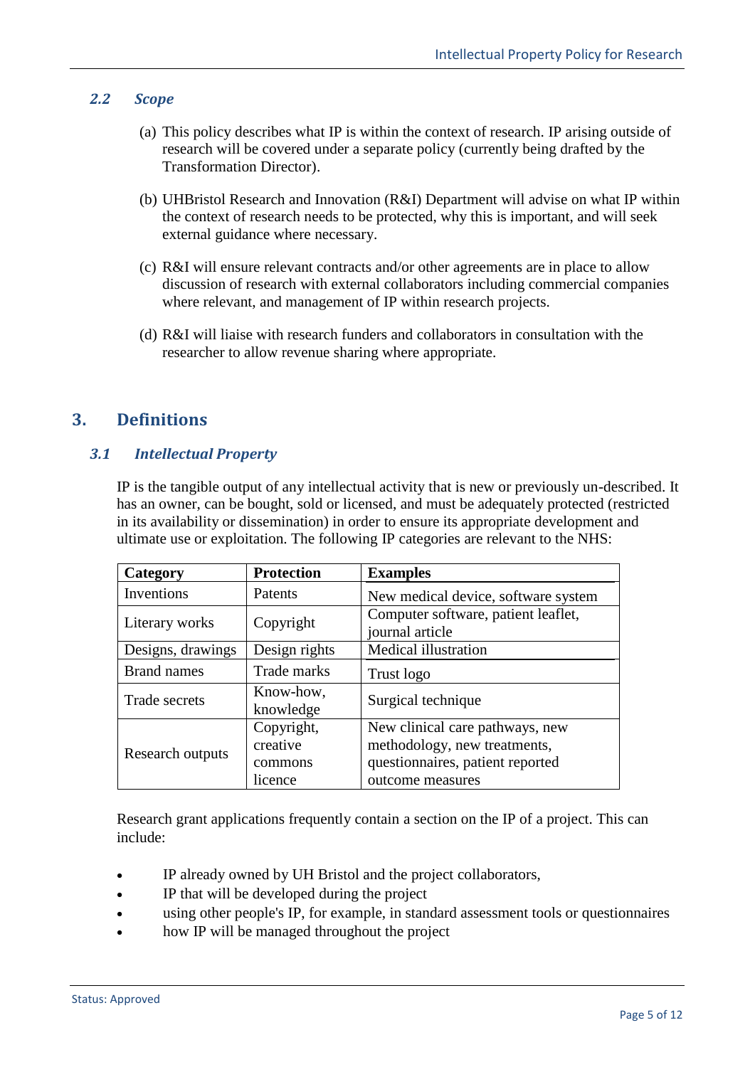### *2.2 Scope*

(a) This policy describes what IP is within the context of research. IP arising outside of research will be covered under a separate policy (currently being drafted by the Transformation Director).

(b) UHBristol Research and Innovation (R&I) Department will advise on what IP within the context of research needs to be protected, why this is important, and will seek external guidance where necessary.

(c) R&I will ensure relevant contracts and/or other agreements are in place to allow discussion of research with external collaborators including commercial companies where relevant, and management of IP within research projects.

(d) R&I will liaise with research funders and collaborators in consultation with the researcher to allow revenue sharing where appropriate.

## 3. Definitions

### *3.1 Intellectual Property*

IP is the tangible output of any intellectual activity that is new or previously un-described. It has an owner, can be bought, sold or licensed, and must be adequately protected (restricted in its availability or dissemination) in order to ensure its appropriate development and ultimate use or exploitation. The following IP categories are relevant to the NHS:

| Category | Protection | Examples |
|---|---|---|
| Inventions | Patents | New medical device, software system |
| Literary works | Copyright | Computer software, patient leaflet, journal article |
| Designs, drawings | Design rights | Medical illustration |
| Brand names | Trade marks | Trust logo |
| Trade secrets | Know-how, knowledge | Surgical technique |
| Research outputs | Copyright, creative commons licence | New clinical care pathways, new methodology, new treatments, questionnaires, patient reported outcome measures |

Research grant applications frequently contain a section on the IP of a project. This can include:

- IP already owned by UH Bristol and the project collaborators,
- IP that will be developed during the project
- using other people's IP, for example, in standard assessment tools or questionnaires
- how IP will be managed throughout the project

Status: Approved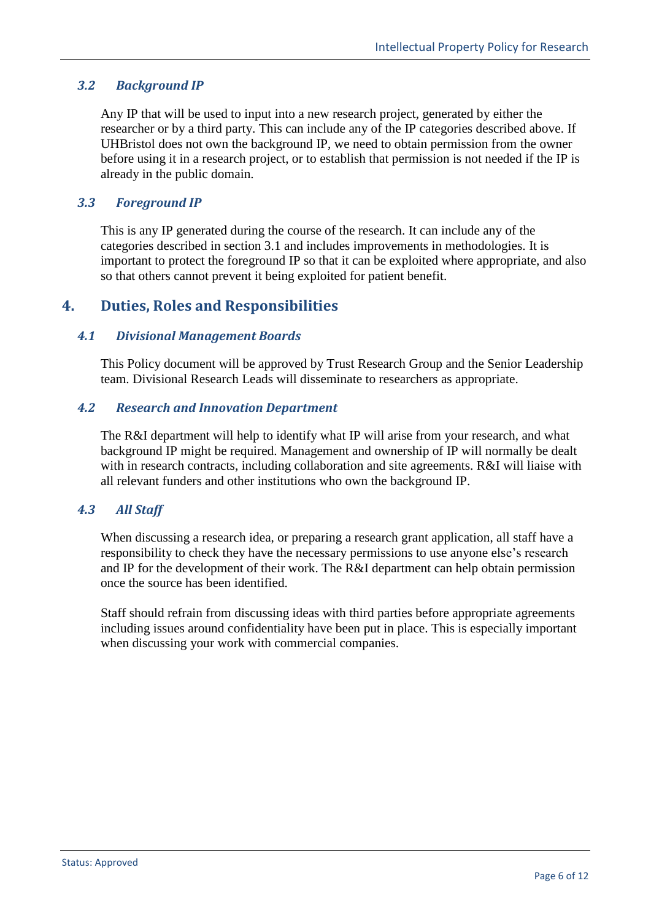### *3.2 Background IP*

Any IP that will be used to input into a new research project, generated by either the researcher or by a third party. This can include any of the IP categories described above. If UHBristol does not own the background IP, we need to obtain permission from the owner before using it in a research project, or to establish that permission is not needed if the IP is already in the public domain.

### *3.3 Foreground IP*

This is any IP generated during the course of the research. It can include any of the categories described in section 3.1 and includes improvements in methodologies. It is important to protect the foreground IP so that it can be exploited where appropriate, and also so that others cannot prevent it being exploited for patient benefit.

## 4. Duties, Roles and Responsibilities

### *4.1 Divisional Management Boards*

This Policy document will be approved by Trust Research Group and the Senior Leadership team. Divisional Research Leads will disseminate to researchers as appropriate.

### *4.2 Research and Innovation Department*

The R&I department will help to identify what IP will arise from your research, and what background IP might be required. Management and ownership of IP will normally be dealt with in research contracts, including collaboration and site agreements. R&I will liaise with all relevant funders and other institutions who own the background IP.

### *4.3 All Staff*

When discussing a research idea, or preparing a research grant application, all staff have a responsibility to check they have the necessary permissions to use anyone else's research and IP for the development of their work. The R&I department can help obtain permission once the source has been identified.

Staff should refrain from discussing ideas with third parties before appropriate agreements including issues around confidentiality have been put in place. This is especially important when discussing your work with commercial companies.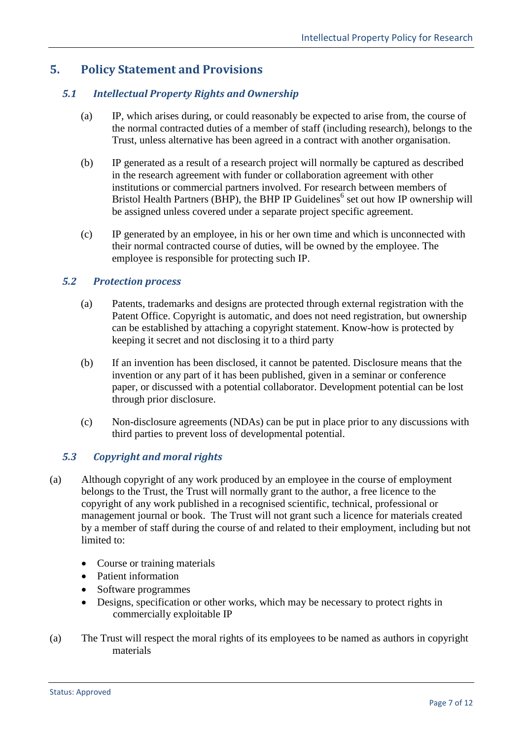# 5. Policy Statement and Provisions

## *5.1 Intellectual Property Rights and Ownership*

(a) IP, which arises during, or could reasonably be expected to arise from, the course of the normal contracted duties of a member of staff (including research), belongs to the Trust, unless alternative has been agreed in a contract with another organisation.

(b) IP generated as a result of a research project will normally be captured as described in the research agreement with funder or collaboration agreement with other institutions or commercial partners involved. For research between members of Bristol Health Partners (BHP), the BHP IP Guidelines[6] set out how IP ownership will be assigned unless covered under a separate project specific agreement.

(c) IP generated by an employee, in his or her own time and which is unconnected with their normal contracted course of duties, will be owned by the employee. The employee is responsible for protecting such IP.

## *5.2 Protection process*

(a) Patents, trademarks and designs are protected through external registration with the Patent Office. Copyright is automatic, and does not need registration, but ownership can be established by attaching a copyright statement. Know-how is protected by keeping it secret and not disclosing it to a third party

(b) If an invention has been disclosed, it cannot be patented. Disclosure means that the invention or any part of it has been published, given in a seminar or conference paper, or discussed with a potential collaborator. Development potential can be lost through prior disclosure.

(c) Non-disclosure agreements (NDAs) can be put in place prior to any discussions with third parties to prevent loss of developmental potential.

## *5.3 Copyright and moral rights*

(a) Although copyright of any work produced by an employee in the course of employment belongs to the Trust, the Trust will normally grant to the author, a free licence to the copyright of any work published in a recognised scientific, technical, professional or management journal or book. The Trust will not grant such a licence for materials created by a member of staff during the course of and related to their employment, including but not limited to:

- Course or training materials
- Patient information
- Software programmes
- Designs, specification or other works, which may be necessary to protect rights in commercially exploitable IP

(a) The Trust will respect the moral rights of its employees to be named as authors in copyright materials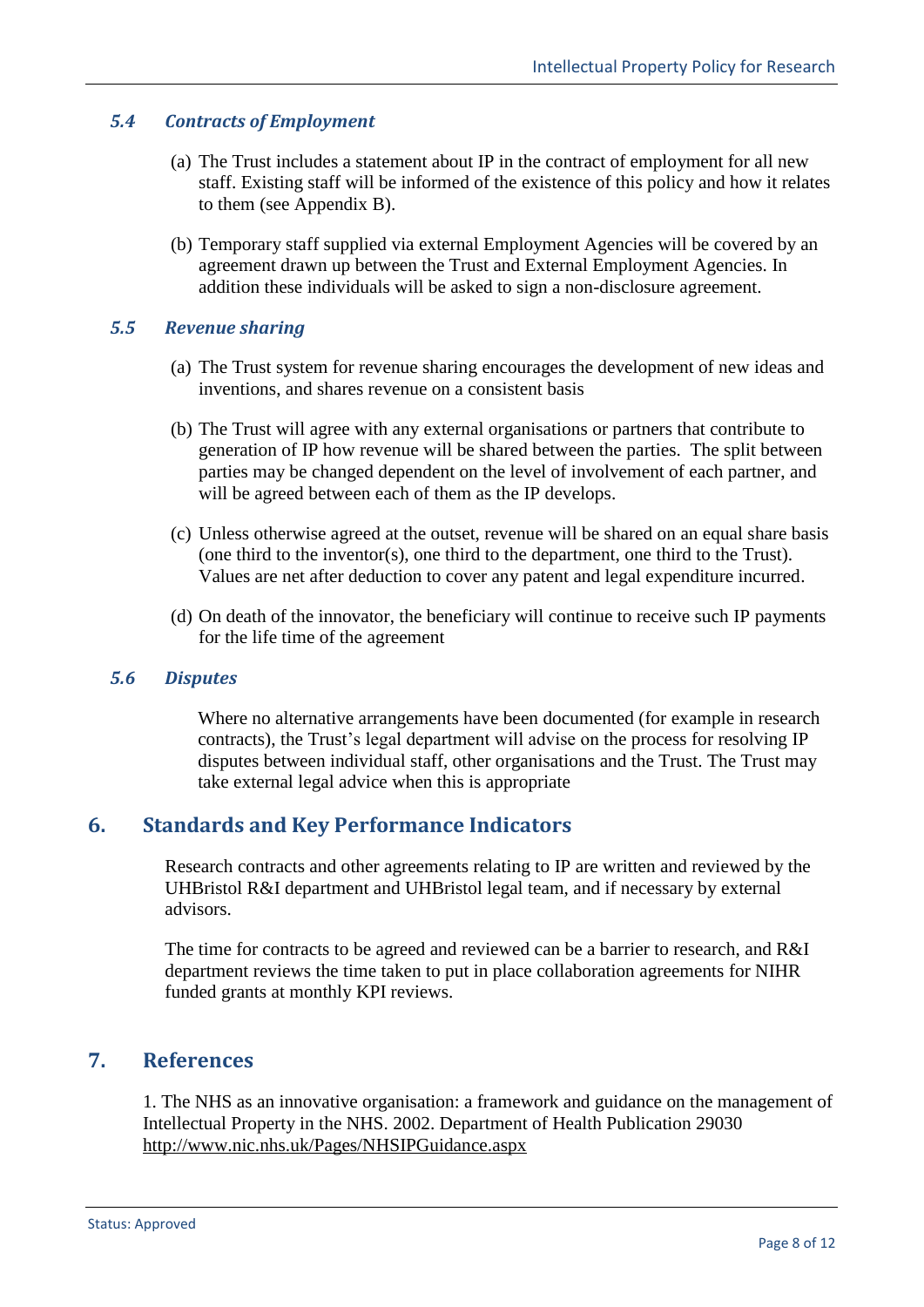### *5.4 Contracts of Employment*

(a) The Trust includes a statement about IP in the contract of employment for all new staff. Existing staff will be informed of the existence of this policy and how it relates to them (see Appendix B).

(b) Temporary staff supplied via external Employment Agencies will be covered by an agreement drawn up between the Trust and External Employment Agencies. In addition these individuals will be asked to sign a non-disclosure agreement.

### *5.5 Revenue sharing*

(a) The Trust system for revenue sharing encourages the development of new ideas and inventions, and shares revenue on a consistent basis

(b) The Trust will agree with any external organisations or partners that contribute to generation of IP how revenue will be shared between the parties. The split between parties may be changed dependent on the level of involvement of each partner, and will be agreed between each of them as the IP develops.

(c) Unless otherwise agreed at the outset, revenue will be shared on an equal share basis (one third to the inventor(s), one third to the department, one third to the Trust). Values are net after deduction to cover any patent and legal expenditure incurred.

(d) On death of the innovator, the beneficiary will continue to receive such IP payments for the life time of the agreement

### *5.6 Disputes*

Where no alternative arrangements have been documented (for example in research contracts), the Trust's legal department will advise on the process for resolving IP disputes between individual staff, other organisations and the Trust. The Trust may take external legal advice when this is appropriate

## 6. Standards and Key Performance Indicators

Research contracts and other agreements relating to IP are written and reviewed by the UHBristol R&I department and UHBristol legal team, and if necessary by external advisors.

The time for contracts to be agreed and reviewed can be a barrier to research, and R&I department reviews the time taken to put in place collaboration agreements for NIHR funded grants at monthly KPI reviews.

## 7. References

1. The NHS as an innovative organisation: a framework and guidance on the management of Intellectual Property in the NHS. 2002. Department of Health Publication 29030 http://www.nic.nhs.uk/Pages/NHSIPGuidance.aspx

Status: Approved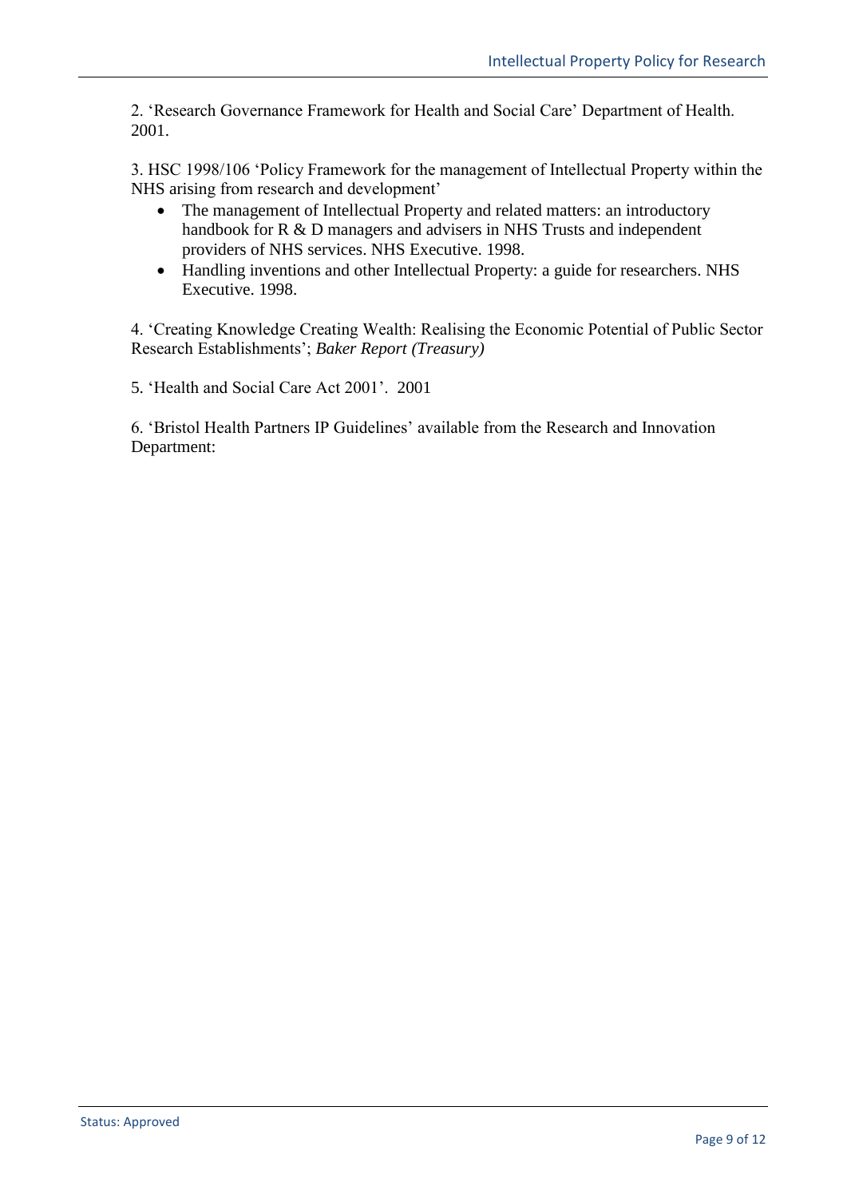2. ‘Research Governance Framework for Health and Social Care’ Department of Health. 2001.

3. HSC 1998/106 ‘Policy Framework for the management of Intellectual Property within the NHS arising from research and development’

- The management of Intellectual Property and related matters: an introductory handbook for R & D managers and advisers in NHS Trusts and independent providers of NHS services. NHS Executive. 1998.
- Handling inventions and other Intellectual Property: a guide for researchers. NHS Executive. 1998.

4. ‘Creating Knowledge Creating Wealth: Realising the Economic Potential of Public Sector Research Establishments’; *Baker Report (Treasury)*

5. ‘Health and Social Care Act 2001’. 2001

6. ‘Bristol Health Partners IP Guidelines’ available from the Research and Innovation Department: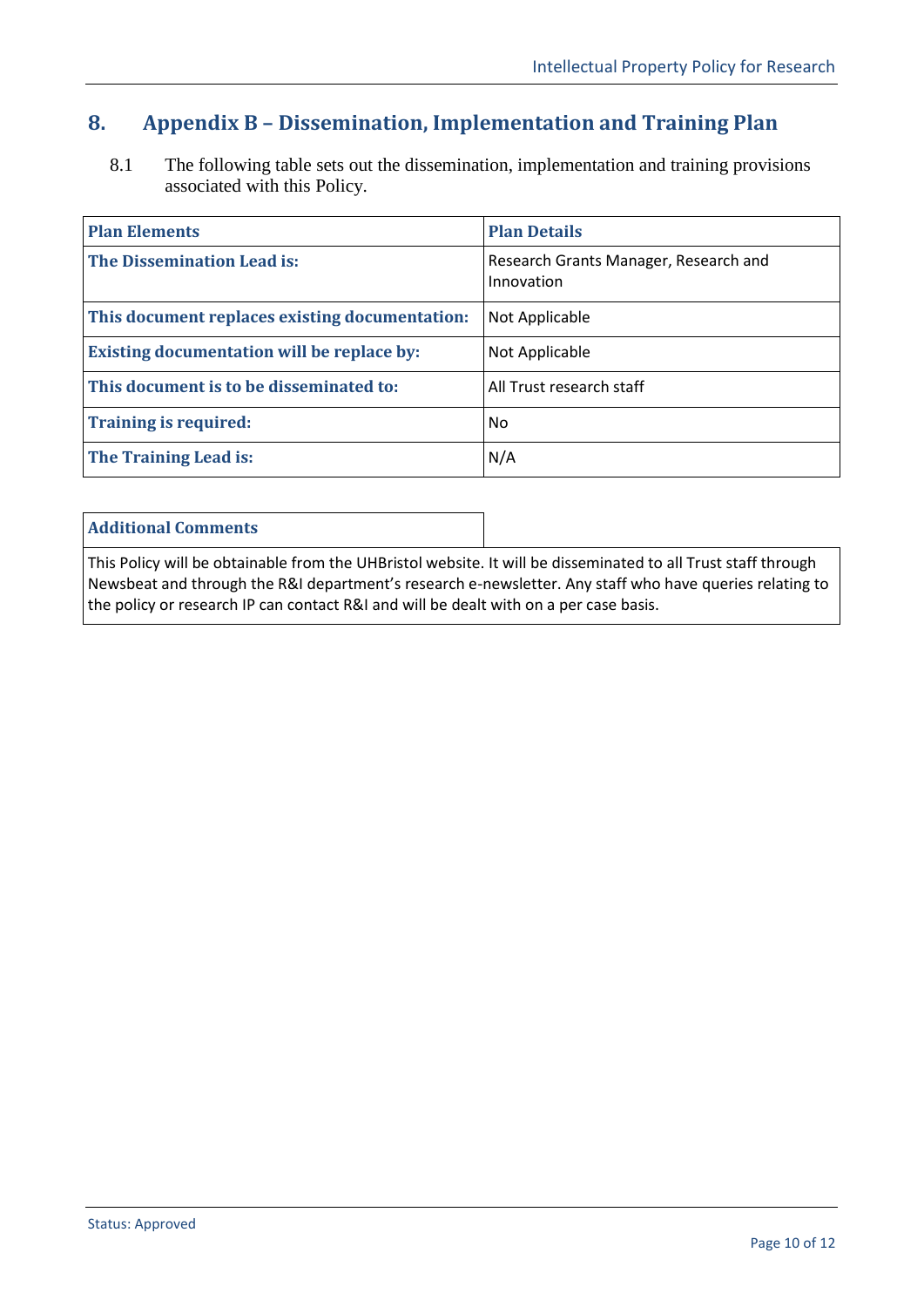## 8. Appendix B – Dissemination, Implementation and Training Plan

8.1 The following table sets out the dissemination, implementation and training provisions associated with this Policy.

| Plan Elements | Plan Details |
|---|---|
| **The Dissemination Lead is:** | Research Grants Manager, Research and Innovation |
| **This document replaces existing documentation:** | Not Applicable |
| **Existing documentation will be replace by:** | Not Applicable |
| **This document is to be disseminated to:** | All Trust research staff |
| **Training is required:** | No |
| **The Training Lead is:** | N/A |

| Additional Comments |
|---|
| This Policy will be obtainable from the UHBristol website. It will be disseminated to all Trust staff through Newsbeat and through the R&I department's research e-newsletter. Any staff who have queries relating to the policy or research IP can contact R&I and will be dealt with on a per case basis. |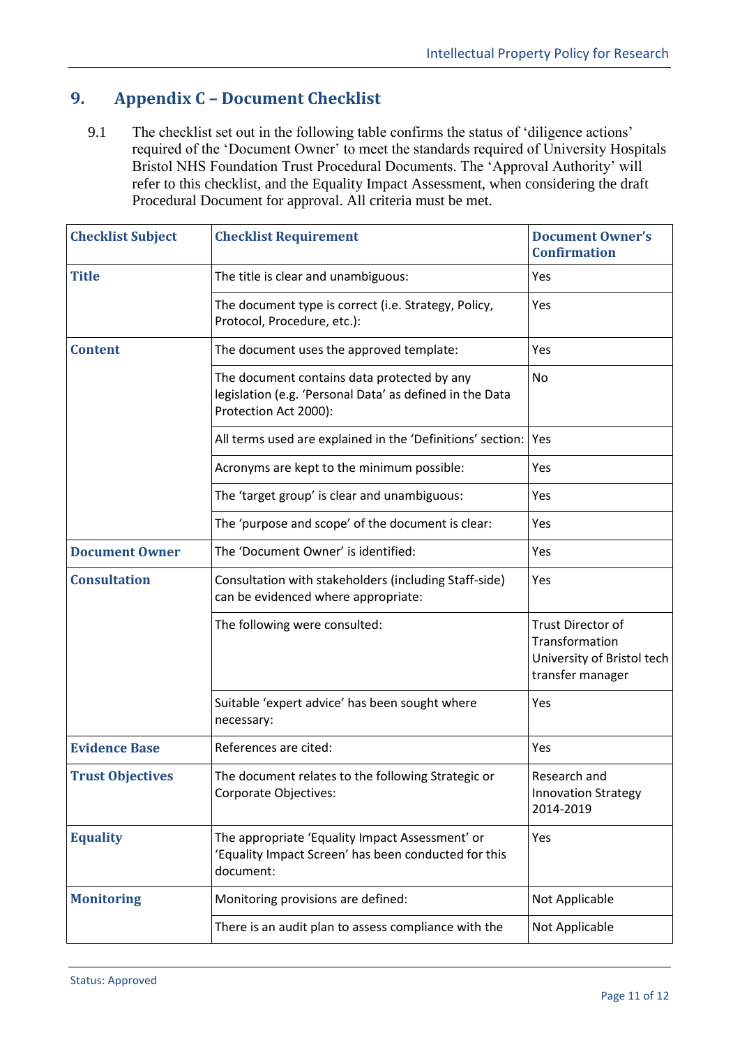## 9. Appendix C – Document Checklist

9.1 The checklist set out in the following table confirms the status of 'diligence actions' required of the 'Document Owner' to meet the standards required of University Hospitals Bristol NHS Foundation Trust Procedural Documents. The 'Approval Authority' will refer to this checklist, and the Equality Impact Assessment, when considering the draft Procedural Document for approval. All criteria must be met.

| Checklist Subject | Checklist Requirement | Document Owner's Confirmation |
|---|---|---|
| **Title** | The title is clear and unambiguous: | Yes |
| | The document type is correct (i.e. Strategy, Policy, Protocol, Procedure, etc.): | Yes |
| **Content** | The document uses the approved template: | Yes |
| | The document contains data protected by any legislation (e.g. 'Personal Data' as defined in the Data Protection Act 2000): | No |
| | All terms used are explained in the 'Definitions' section: | Yes |
| | Acronyms are kept to the minimum possible: | Yes |
| | The 'target group' is clear and unambiguous: | Yes |
| | The 'purpose and scope' of the document is clear: | Yes |
| **Document Owner** | The 'Document Owner' is identified: | Yes |
| **Consultation** | Consultation with stakeholders (including Staff-side) can be evidenced where appropriate: | Yes |
| | The following were consulted: | Trust Director of Transformation<br>University of Bristol tech transfer manager |
| | Suitable 'expert advice' has been sought where necessary: | Yes |
| **Evidence Base** | References are cited: | Yes |
| **Trust Objectives** | The document relates to the following Strategic or Corporate Objectives: | Research and Innovation Strategy 2014-2019 |
| **Equality** | The appropriate 'Equality Impact Assessment' or 'Equality Impact Screen' has been conducted for this document: | Yes |
| **Monitoring** | Monitoring provisions are defined: | Not Applicable |
| | There is an audit plan to assess compliance with the | Not Applicable |

Status: Approved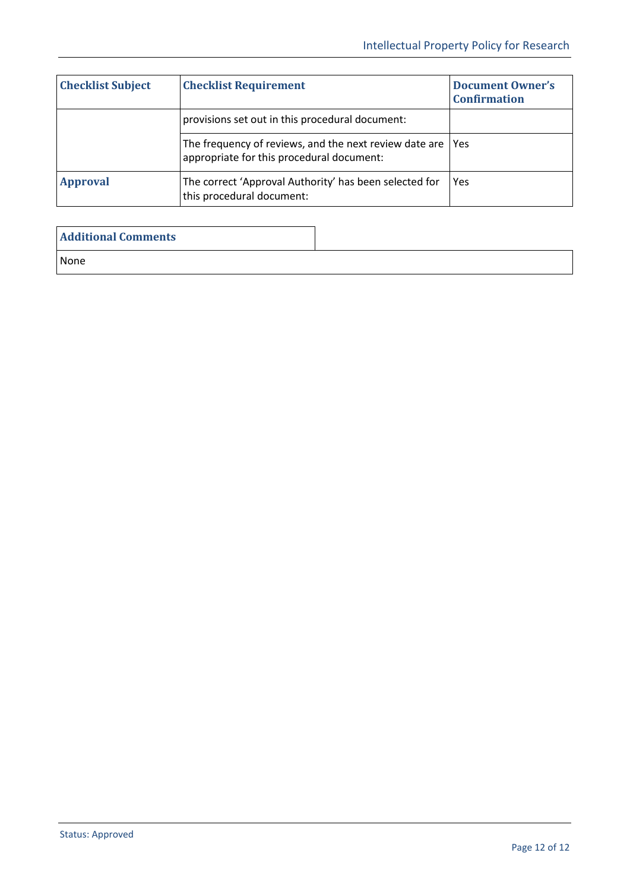| Checklist Subject | Checklist Requirement | Document Owner's Confirmation |
| --- | --- | --- |
| | provisions set out in this procedural document: | |
| | The frequency of reviews, and the next review date are appropriate for this procedural document: | Yes |
| **Approval** | The correct 'Approval Authority' has been selected for this procedural document: | Yes |

| Additional Comments |
| --- |
| None |

Status: Approved